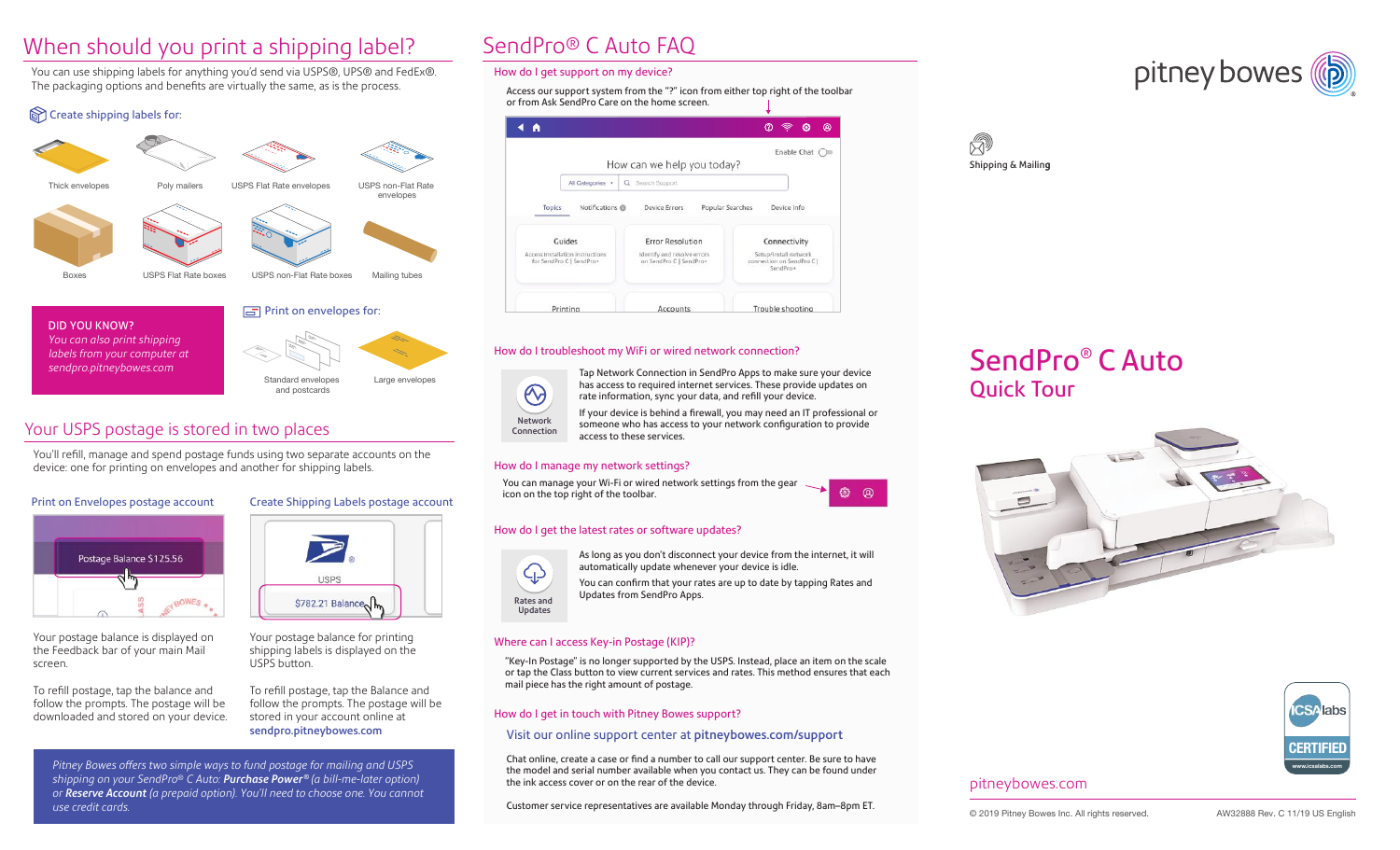# When should you print a shipping label?

You can use shipping labels for anything you'd send via USPS®, UPS® and FedEx®. The packaging options and benefits are virtually the same, as is the process.

**Create shipping labels for:**

- Thick envelopes
- Poly mailers
- USPS Flat Rate envelopes
- USPS non-Flat Rate envelopes
- Boxes
- USPS Flat Rate boxes
- USPS non-Flat Rate boxes
- Mailing tubes

**DID YOU KNOW?**

*You can also print shipping labels from your computer at sendpro.pitneybowes.com*

**Print on envelopes for:**

- Standard envelopes and postcards
- Large envelopes

## Your USPS postage is stored in two places

You'll refill, manage and spend postage funds using two separate accounts on the device: one for printing on envelopes and another for shipping labels.

### Print on Envelopes postage account

Postage Balance $125.56

Your postage balance is displayed on the Feedback bar of your main Mail screen.

To refill postage, tap the balance and follow the prompts. The postage will be downloaded and stored on your device.

### Create Shipping Labels postage account

USPS

$782.21 Balance

Your postage balance for printing shipping labels is displayed on the USPS button.

To refill postage, tap the Balance and follow the prompts. The postage will be stored in your account online at **sendpro.pitneybowes.com**

*Pitney Bowes offers two simple ways to fund postage for mailing and USPS shipping on your SendPro® C Auto: **Purchase Power®** (a bill-me-later option) or **Reserve Account** (a prepaid option). You'll need to choose one. You cannot use credit cards.*

# SendPro® C Auto FAQ

### How do I get support on my device?

Access our support system from the "?" icon from either top right of the toolbar or from Ask SendPro Care on the home screen.

How can we help you today?

Topics | Notifications | Device Errors | Popular Searches | Device Info

- Guides — Access installation instructions for SendPro C | SendPro+
- Error Resolution — Identify and resolve errors on SendPro C | SendPro+
- Connectivity — Setup/install network connection on SendPro C | SendPro+
- Printing
- Accounts
- Trouble shooting

### How do I troubleshoot my WiFi or wired network connection?

Network Connection

Tap Network Connection in SendPro Apps to make sure your device has access to required internet services. These provide updates on rate information, sync your data, and refill your device.

If your device is behind a firewall, you may need an IT professional or someone who has access to your network configuration to provide access to these services.

### How do I manage my network settings?

You can manage your Wi-Fi or wired network settings from the gear icon on the top right of the toolbar.

### How do I get the latest rates or software updates?

Rates and Updates

As long as you don't disconnect your device from the internet, it will automatically update whenever your device is idle.

You can confirm that your rates are up to date by tapping Rates and Updates from SendPro Apps.

### Where can I access Key-in Postage (KIP)?

"Key-In Postage" is no longer supported by the USPS. Instead, place an item on the scale or tap the Class button to view current services and rates. This method ensures that each mail piece has the right amount of postage.

### How do I get in touch with Pitney Bowes support?

Visit our online support center at **pitneybowes.com/support**

Chat online, create a case or find a number to call our support center. Be sure to have the model and serial number available when you contact us. They can be found under the ink access cover or on the rear of the device.

Customer service representatives are available Monday through Friday, 8am–8pm ET.

pitney bowes

Shipping & Mailing

# SendPro® C Auto
## Quick Tour

ICSAlabs CERTIFIED

pitneybowes.com

© 2019 Pitney Bowes Inc. All rights reserved. AW32888 Rev. C 11/19 US English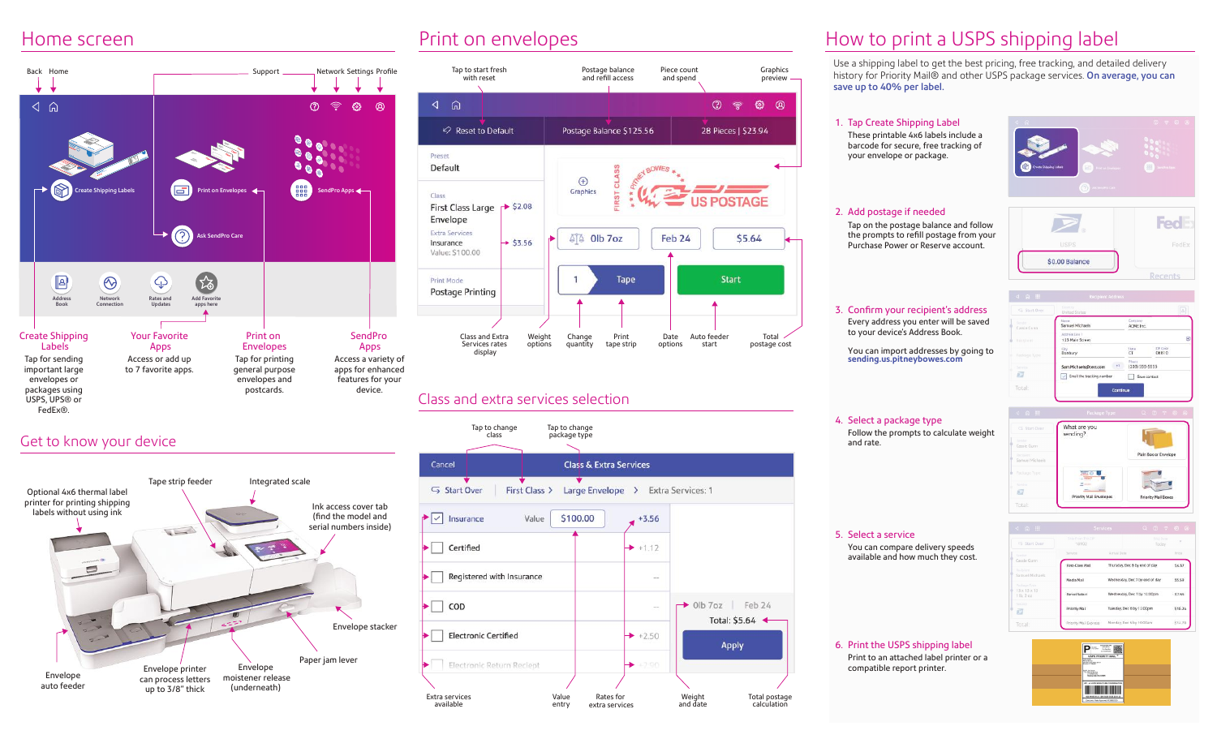# Home screen

Back · Home · Support · Network · Settings · Profile

Create Shipping Labels · Print on Envelopes · SendPro Apps · Ask SendPro Care

Address Book · Network Connection · Rates and Updates · Add Favorite apps here

**Create Shipping Labels**
Tap for sending important large envelopes or packages using USPS, UPS® or FedEx®.

**Your Favorite Apps**
Access or add up to 7 favorite apps.

**Print on Envelopes**
Tap for printing general purpose envelopes and postcards.

**SendPro Apps**
Access a variety of apps for enhanced features for your device.

## Get to know your device

- Optional 4x6 thermal label printer for printing shipping labels without using ink
- Tape strip feeder
- Integrated scale
- Ink access cover tab (find the model and serial numbers inside)
- Envelope stacker
- Paper jam lever
- Envelope moistener release (underneath)
- Envelope printer can process letters up to 3/8" thick
- Envelope auto feeder

# Print on envelopes

- Tap to start fresh with reset
- Postage balance and refill access
- Piece count and spend
- Graphics preview

Reset to Default · Postage Balance $125.56 · 28 Pieces | $23.94

Preset: Default
Class: First Class Large Envelope — $2.08
Extra Services: Insurance, Value: $100.00 — $3.56
Print Mode: Postage Printing

Graphics · FIRST CLASS · PITNEY BOWES · US POSTAGE
0lb 7oz · Feb 24 · $5.64
1 · Tape · Start

- Class and Extra Services rates display
- Weight options
- Change quantity
- Print tape strip
- Date options
- Auto feeder start
- Total postage cost

## Class and extra services selection

- Tap to change class
- Tap to change package type

Cancel · Class & Extra Services
Start Over · First Class › Large Envelope › Extra Services: 1

| | | |
|---|---|---|
| Insurance | Value $100.00 | +3.56 |
| Certified | | +1.12 |
| Registered with Insurance | | — |
| COD | | — |
| Electronic Certified | | +2.50 |
| Electronic Return Receipt | | +2.00 |

0lb 7oz | Feb 24
Total: $5.64
Apply

- Extra services available
- Value entry
- Rates for extra services
- Weight and date
- Total postage calculation

# How to print a USPS shipping label

Use a shipping label to get the best pricing, free tracking, and detailed delivery history for Priority Mail® and other USPS package services. **On average, you can save up to 40% per label.**

1. **Tap Create Shipping Label**
   These printable 4x6 labels include a barcode for secure, free tracking of your envelope or package.

2. **Add postage if needed**
   Tap on the postage balance and follow the prompts to refill postage from your Purchase Power or Reserve account.

3. **Confirm your recipient's address**
   Every address you enter will be saved to your device's Address Book.

   You can import addresses by going to **sending.us.pitneybowes.com**

4. **Select a package type**
   Follow the prompts to calculate weight and rate.

5. **Select a service**
   You can compare delivery speeds available and how much they cost.

6. **Print the USPS shipping label**
   Print to an attached label printer or a compatible report printer.